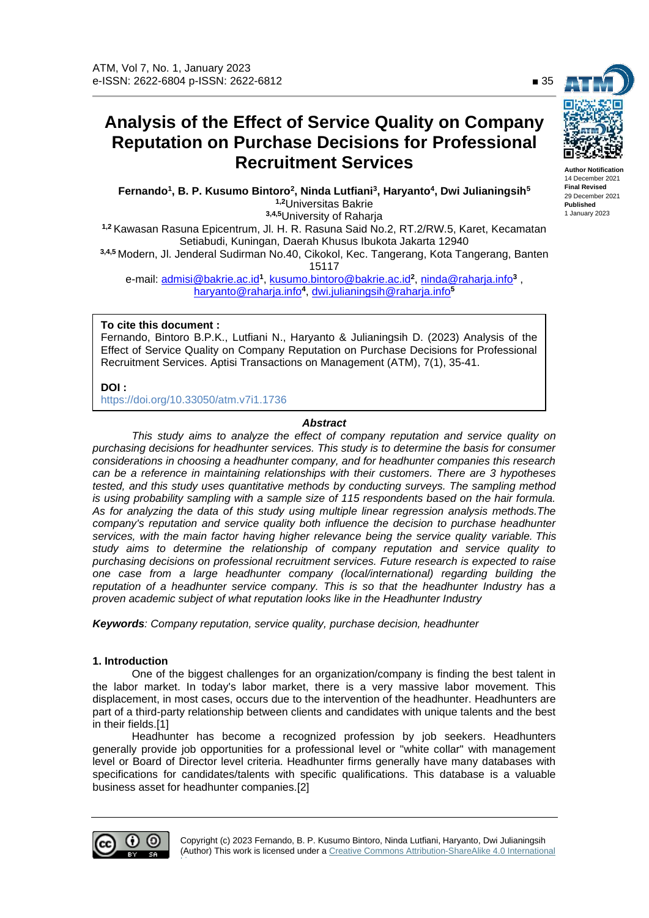# Analysis of the Effect of Service Quality on Company Reputation on Purchase Decisions for Professional Recruitment Services

**Fernando[1], B. P. Kusumo Bintoro[2], Ninda Lutfiani[3], Haryanto[4], Dwi Julianingsih[5]**

[1,2]Universitas Bakrie
[3,4,5]University of Raharja
[1,2] Kawasan Rasuna Epicentrum, Jl. H. R. Rasuna Said No.2, RT.2/RW.5, Karet, Kecamatan Setiabudi, Kuningan, Daerah Khusus Ibukota Jakarta 12940
[3,4,5] Modern, Jl. Jenderal Sudirman No.40, Cikokol, Kec. Tangerang, Kota Tangerang, Banten 15117
e-mail: admisi@bakrie.ac.id[1], kusumo.bintoro@bakrie.ac.id[2], ninda@raharja.info[3] , haryanto@raharja.info[4], dwi.julianingsih@raharja.info[5]

Author Notification
14 December 2021
Final Revised
29 December 2021
Published
1 January 2023

**To cite this document :**
Fernando, Bintoro B.P.K., Lutfiani N., Haryanto & Julianingsih D. (2023) Analysis of the Effect of Service Quality on Company Reputation on Purchase Decisions for Professional Recruitment Services. Aptisi Transactions on Management (ATM), 7(1), 35-41.

**DOI :**
https://doi.org/10.33050/atm.v7i1.1736

***Abstract***

*This study aims to analyze the effect of company reputation and service quality on purchasing decisions for headhunter services. This study is to determine the basis for consumer considerations in choosing a headhunter company, and for headhunter companies this research can be a reference in maintaining relationships with their customers. There are 3 hypotheses tested, and this study uses quantitative methods by conducting surveys. The sampling method is using probability sampling with a sample size of 115 respondents based on the hair formula. As for analyzing the data of this study using multiple linear regression analysis methods.The company's reputation and service quality both influence the decision to purchase headhunter services, with the main factor having higher relevance being the service quality variable. This study aims to determine the relationship of company reputation and service quality to purchasing decisions on professional recruitment services. Future research is expected to raise one case from a large headhunter company (local/international) regarding building the reputation of a headhunter service company. This is so that the headhunter Industry has a proven academic subject of what reputation looks like in the Headhunter Industry*

***Keywords****: Company reputation, service quality, purchase decision, headhunter*

## 1. Introduction

One of the biggest challenges for an organization/company is finding the best talent in the labor market. In today's labor market, there is a very massive labor movement. This displacement, in most cases, occurs due to the intervention of the headhunter. Headhunters are part of a third-party relationship between clients and candidates with unique talents and the best in their fields.[1]

Headhunter has become a recognized profession by job seekers. Headhunters generally provide job opportunities for a professional level or "white collar" with management level or Board of Director level criteria. Headhunter firms generally have many databases with specifications for candidates/talents with specific qualifications. This database is a valuable business asset for headhunter companies.[2]

Copyright (c) 2023 Fernando, B. P. Kusumo Bintoro, Ninda Lutfiani, Haryanto, Dwi Julianingsih (Author) This work is licensed under a Creative Commons Attribution-ShareAlike 4.0 International License.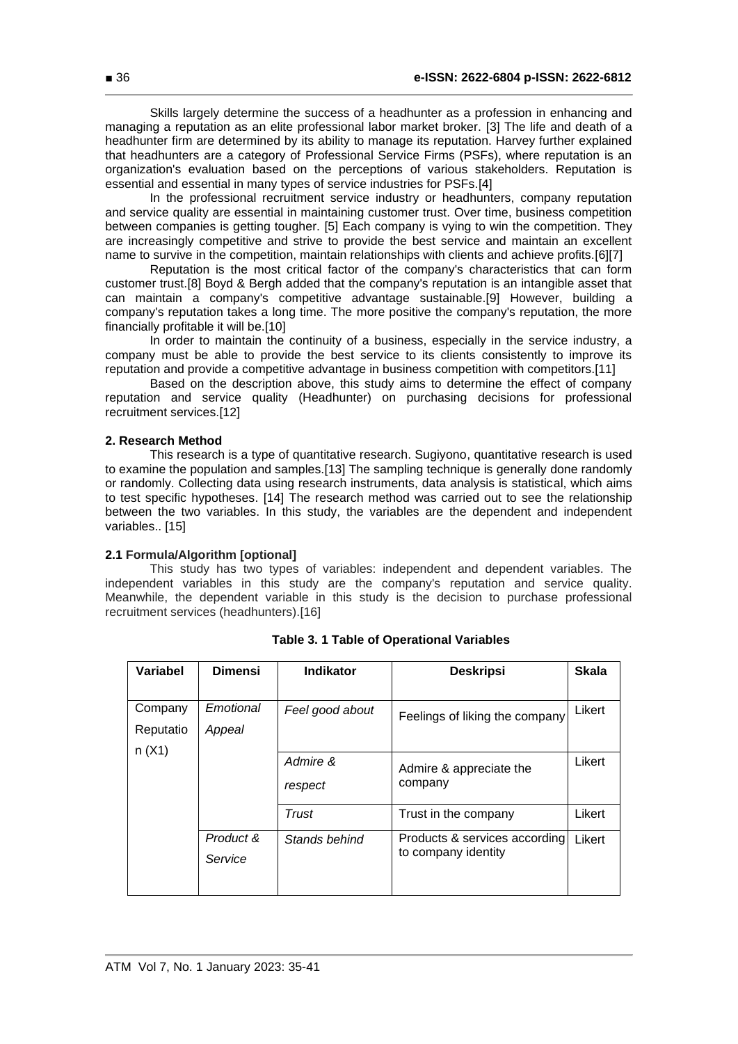Skills largely determine the success of a headhunter as a profession in enhancing and managing a reputation as an elite professional labor market broker. [3] The life and death of a headhunter firm are determined by its ability to manage its reputation. Harvey further explained that headhunters are a category of Professional Service Firms (PSFs), where reputation is an organization's evaluation based on the perceptions of various stakeholders. Reputation is essential and essential in many types of service industries for PSFs.[4]

In the professional recruitment service industry or headhunters, company reputation and service quality are essential in maintaining customer trust. Over time, business competition between companies is getting tougher. [5] Each company is vying to win the competition. They are increasingly competitive and strive to provide the best service and maintain an excellent name to survive in the competition, maintain relationships with clients and achieve profits.[6][7]

Reputation is the most critical factor of the company's characteristics that can form customer trust.[8] Boyd & Bergh added that the company's reputation is an intangible asset that can maintain a company's competitive advantage sustainable.[9] However, building a company's reputation takes a long time. The more positive the company's reputation, the more financially profitable it will be.[10]

In order to maintain the continuity of a business, especially in the service industry, a company must be able to provide the best service to its clients consistently to improve its reputation and provide a competitive advantage in business competition with competitors.[11]

Based on the description above, this study aims to determine the effect of company reputation and service quality (Headhunter) on purchasing decisions for professional recruitment services.[12]

## 2. Research Method

This research is a type of quantitative research. Sugiyono, quantitative research is used to examine the population and samples.[13] The sampling technique is generally done randomly or randomly. Collecting data using research instruments, data analysis is statistical, which aims to test specific hypotheses. [14] The research method was carried out to see the relationship between the two variables. In this study, the variables are the dependent and independent variables.. [15]

### 2.1 Formula/Algorithm [optional]

This study has two types of variables: independent and dependent variables. The independent variables in this study are the company's reputation and service quality. Meanwhile, the dependent variable in this study is the decision to purchase professional recruitment services (headhunters).[16]

**Table 3. 1 Table of Operational Variables**

| Variabel | Dimensi | Indikator | Deskripsi | Skala |
|---|---|---|---|---|
| Company Reputation (X1) | *Emotional Appeal* | *Feel good about* | Feelings of liking the company | Likert |
| | | *Admire & respect* | Admire & appreciate the company | Likert |
| | | *Trust* | Trust in the company | Likert |
| | *Product & Service* | *Stands behind* | Products & services according to company identity | Likert |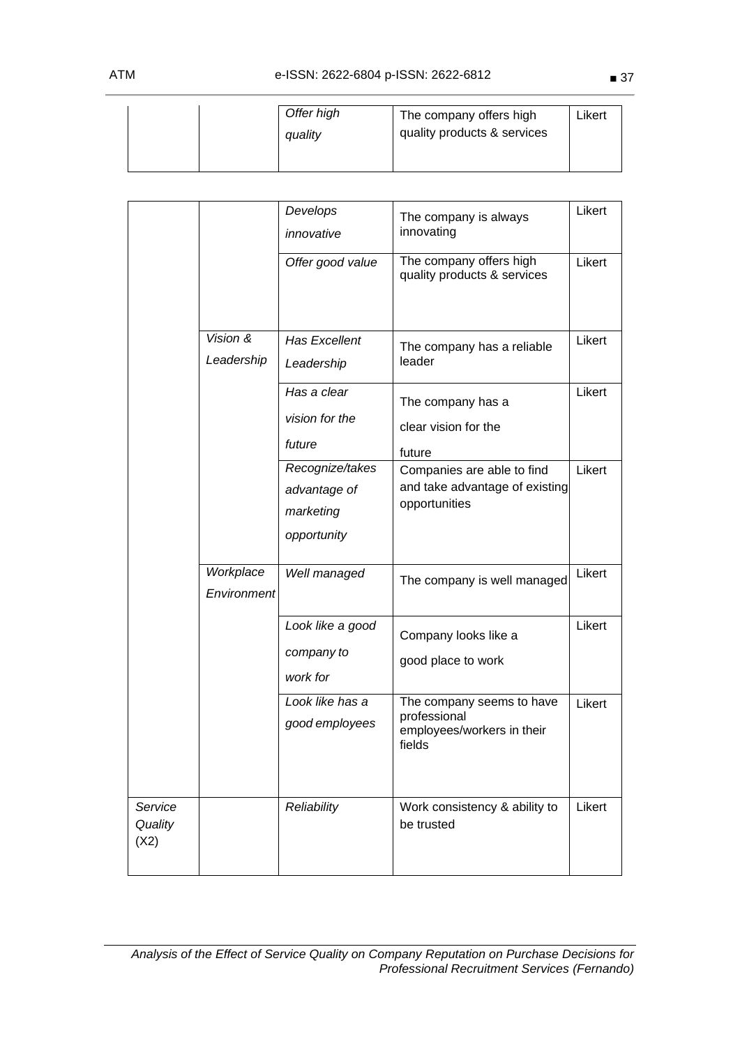| | | *Offer high quality* | The company offers high quality products & services | Likert |
|---|---|---|---|---|

| | | | | |
|---|---|---|---|---|
| | | *Develops innovative* | The company is always innovating | Likert |
| | | *Offer good value* | The company offers high quality products & services | Likert |
| | *Vision & Leadership* | *Has Excellent Leadership* | The company has a reliable leader | Likert |
| | | *Has a clear vision for the future* | The company has a clear vision for the future | Likert |
| | | *Recognize/takes advantage of marketing opportunity* | Companies are able to find and take advantage of existing opportunities | Likert |
| | *Workplace Environment* | *Well managed* | The company is well managed | Likert |
| | | *Look like a good company to work for* | Company looks like a good place to work | Likert |
| | | *Look like has a good employees* | The company seems to have professional employees/workers in their fields | Likert |
| *Service Quality* (X2) | | *Reliability* | Work consistency & ability to be trusted | Likert |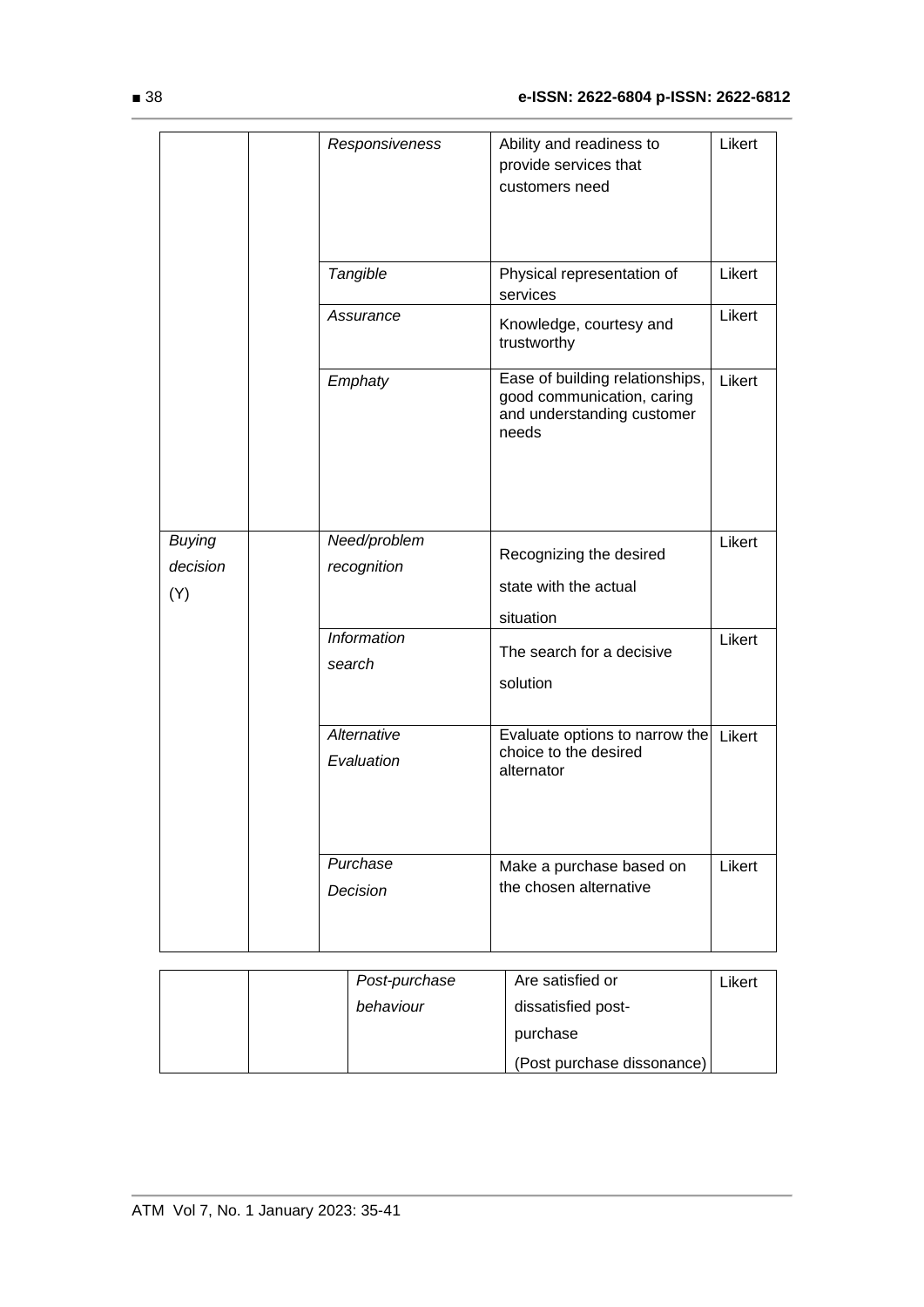| | | | | |
|---|---|---|---|---|
| | | *Responsiveness* | Ability and readiness to provide services that customers need | Likert |
| | | *Tangible* | Physical representation of services | Likert |
| | | *Assurance* | Knowledge, courtesy and trustworthy | Likert |
| | | *Emphaty* | Ease of building relationships, good communication, caring and understanding customer needs | Likert |
| *Buying decision* (Y) | | *Need/problem recognition* | Recognizing the desired state with the actual situation | Likert |
| | | *Information search* | The search for a decisive solution | Likert |
| | | *Alternative Evaluation* | Evaluate options to narrow the choice to the desired alternator | Likert |
| | | *Purchase Decision* | Make a purchase based on the chosen alternative | Likert |
| | | *Post-purchase behaviour* | Are satisfied or dissatisfied post-purchase (Post purchase dissonance) | Likert |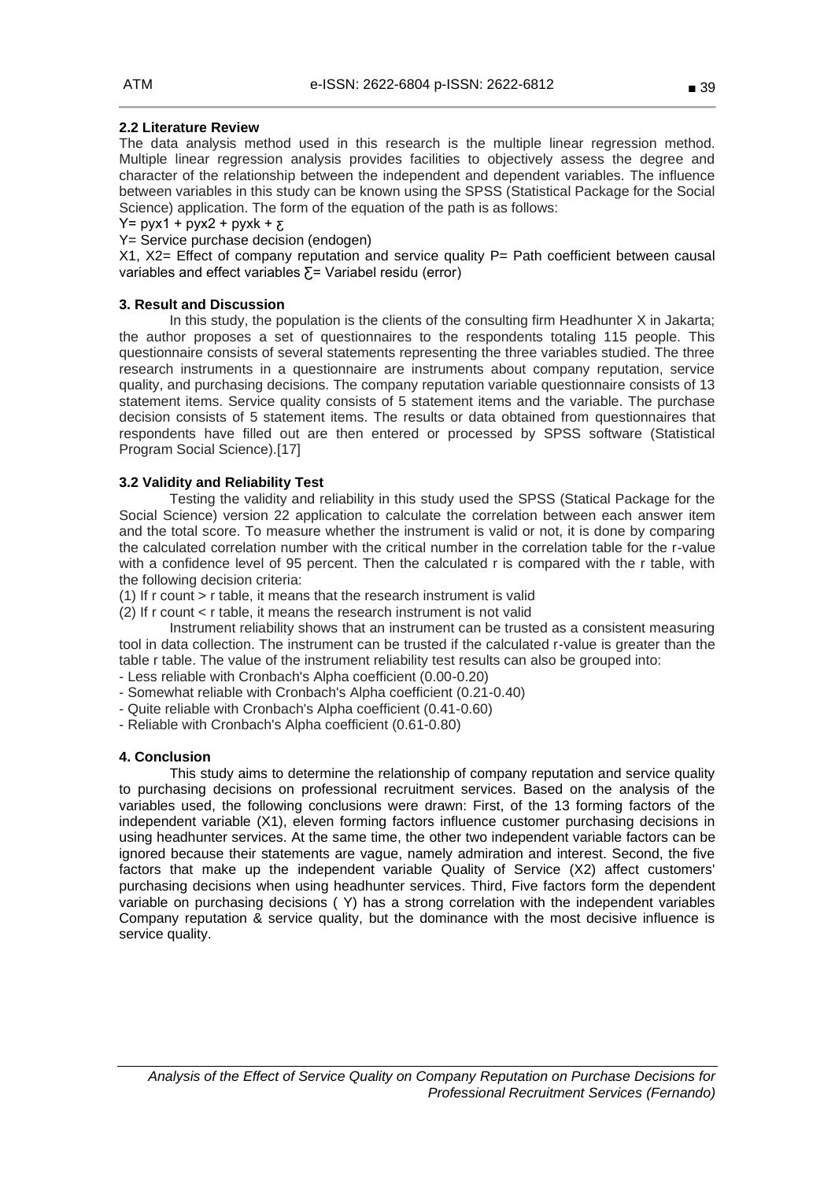### 2.2 Literature Review

The data analysis method used in this research is the multiple linear regression method. Multiple linear regression analysis provides facilities to objectively assess the degree and character of the relationship between the independent and dependent variables. The influence between variables in this study can be known using the SPSS (Statistical Package for the Social Science) application. The form of the equation of the path is as follows:

$Y = pyx1 + pyx2 + pyxk + \varepsilon$

Y= Service purchase decision (endogen)

X1, X2= Effect of company reputation and service quality P= Path coefficient between causal variables and effect variables $\varepsilon$= Variabel residu (error)

## 3. Result and Discussion

In this study, the population is the clients of the consulting firm Headhunter X in Jakarta; the author proposes a set of questionnaires to the respondents totaling 115 people. This questionnaire consists of several statements representing the three variables studied. The three research instruments in a questionnaire are instruments about company reputation, service quality, and purchasing decisions. The company reputation variable questionnaire consists of 13 statement items. Service quality consists of 5 statement items and the variable. The purchase decision consists of 5 statement items. The results or data obtained from questionnaires that respondents have filled out are then entered or processed by SPSS software (Statistical Program Social Science).[17]

### 3.2 Validity and Reliability Test

Testing the validity and reliability in this study used the SPSS (Statical Package for the Social Science) version 22 application to calculate the correlation between each answer item and the total score. To measure whether the instrument is valid or not, it is done by comparing the calculated correlation number with the critical number in the correlation table for the r-value with a confidence level of 95 percent. Then the calculated r is compared with the r table, with the following decision criteria:

(1) If r count > r table, it means that the research instrument is valid

(2) If r count < r table, it means the research instrument is not valid

Instrument reliability shows that an instrument can be trusted as a consistent measuring tool in data collection. The instrument can be trusted if the calculated r-value is greater than the table r table. The value of the instrument reliability test results can also be grouped into:

- Less reliable with Cronbach's Alpha coefficient (0.00-0.20)
- Somewhat reliable with Cronbach's Alpha coefficient (0.21-0.40)
- Quite reliable with Cronbach's Alpha coefficient (0.41-0.60)
- Reliable with Cronbach's Alpha coefficient (0.61-0.80)

## 4. Conclusion

This study aims to determine the relationship of company reputation and service quality to purchasing decisions on professional recruitment services. Based on the analysis of the variables used, the following conclusions were drawn: First, of the 13 forming factors of the independent variable (X1), eleven forming factors influence customer purchasing decisions in using headhunter services. At the same time, the other two independent variable factors can be ignored because their statements are vague, namely admiration and interest. Second, the five factors that make up the independent variable Quality of Service (X2) affect customers' purchasing decisions when using headhunter services. Third, Five factors form the dependent variable on purchasing decisions ( Y) has a strong correlation with the independent variables Company reputation & service quality, but the dominance with the most decisive influence is service quality.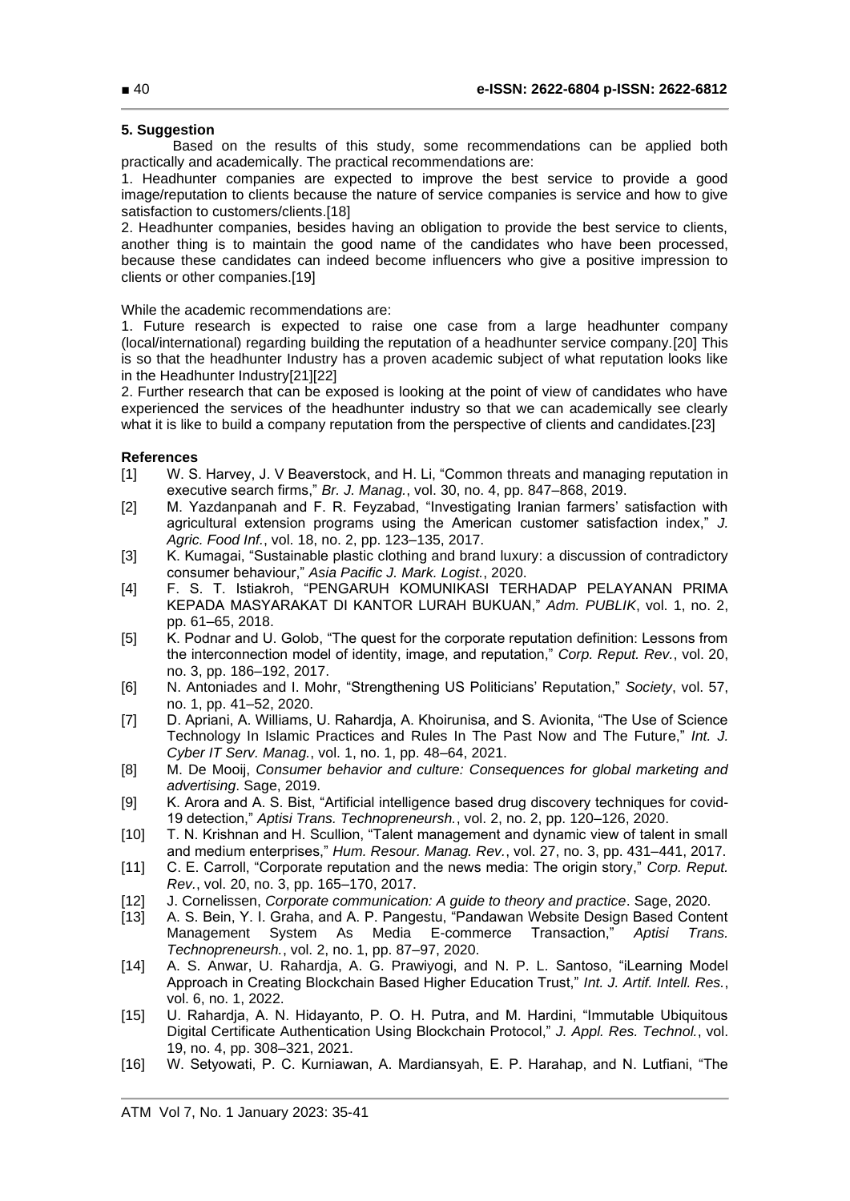## 5. Suggestion

Based on the results of this study, some recommendations can be applied both practically and academically. The practical recommendations are:

1. Headhunter companies are expected to improve the best service to provide a good image/reputation to clients because the nature of service companies is service and how to give satisfaction to customers/clients.[18]
2. Headhunter companies, besides having an obligation to provide the best service to clients, another thing is to maintain the good name of the candidates who have been processed, because these candidates can indeed become influencers who give a positive impression to clients or other companies.[19]

While the academic recommendations are:

1. Future research is expected to raise one case from a large headhunter company (local/international) regarding building the reputation of a headhunter service company.[20] This is so that the headhunter Industry has a proven academic subject of what reputation looks like in the Headhunter Industry[21][22]
2. Further research that can be exposed is looking at the point of view of candidates who have experienced the services of the headhunter industry so that we can academically see clearly what it is like to build a company reputation from the perspective of clients and candidates.[23]

## References

[1] W. S. Harvey, J. V Beaverstock, and H. Li, "Common threats and managing reputation in executive search firms," *Br. J. Manag.*, vol. 30, no. 4, pp. 847–868, 2019.

[2] M. Yazdanpanah and F. R. Feyzabad, "Investigating Iranian farmers' satisfaction with agricultural extension programs using the American customer satisfaction index," *J. Agric. Food Inf.*, vol. 18, no. 2, pp. 123–135, 2017.

[3] K. Kumagai, "Sustainable plastic clothing and brand luxury: a discussion of contradictory consumer behaviour," *Asia Pacific J. Mark. Logist.*, 2020.

[4] F. S. T. Istiakroh, "PENGARUH KOMUNIKASI TERHADAP PELAYANAN PRIMA KEPADA MASYARAKAT DI KANTOR LURAH BUKUAN," *Adm. PUBLIK*, vol. 1, no. 2, pp. 61–65, 2018.

[5] K. Podnar and U. Golob, "The quest for the corporate reputation definition: Lessons from the interconnection model of identity, image, and reputation," *Corp. Reput. Rev.*, vol. 20, no. 3, pp. 186–192, 2017.

[6] N. Antoniades and I. Mohr, "Strengthening US Politicians' Reputation," *Society*, vol. 57, no. 1, pp. 41–52, 2020.

[7] D. Apriani, A. Williams, U. Rahardja, A. Khoirunisa, and S. Avionita, "The Use of Science Technology In Islamic Practices and Rules In The Past Now and The Future," *Int. J. Cyber IT Serv. Manag.*, vol. 1, no. 1, pp. 48–64, 2021.

[8] M. De Mooij, *Consumer behavior and culture: Consequences for global marketing and advertising*. Sage, 2019.

[9] K. Arora and A. S. Bist, "Artificial intelligence based drug discovery techniques for covid-19 detection," *Aptisi Trans. Technopreneursh.*, vol. 2, no. 2, pp. 120–126, 2020.

[10] T. N. Krishnan and H. Scullion, "Talent management and dynamic view of talent in small and medium enterprises," *Hum. Resour. Manag. Rev.*, vol. 27, no. 3, pp. 431–441, 2017.

[11] C. E. Carroll, "Corporate reputation and the news media: The origin story," *Corp. Reput. Rev.*, vol. 20, no. 3, pp. 165–170, 2017.

[12] J. Cornelissen, *Corporate communication: A guide to theory and practice*. Sage, 2020.

[13] A. S. Bein, Y. I. Graha, and A. P. Pangestu, "Pandawan Website Design Based Content Management System As Media E-commerce Transaction," *Aptisi Trans. Technopreneursh.*, vol. 2, no. 1, pp. 87–97, 2020.

[14] A. S. Anwar, U. Rahardja, A. G. Prawiyogi, and N. P. L. Santoso, "iLearning Model Approach in Creating Blockchain Based Higher Education Trust," *Int. J. Artif. Intell. Res.*, vol. 6, no. 1, 2022.

[15] U. Rahardja, A. N. Hidayanto, P. O. H. Putra, and M. Hardini, "Immutable Ubiquitous Digital Certificate Authentication Using Blockchain Protocol," *J. Appl. Res. Technol.*, vol. 19, no. 4, pp. 308–321, 2021.

[16] W. Setyowati, P. C. Kurniawan, A. Mardiansyah, E. P. Harahap, and N. Lutfiani, "The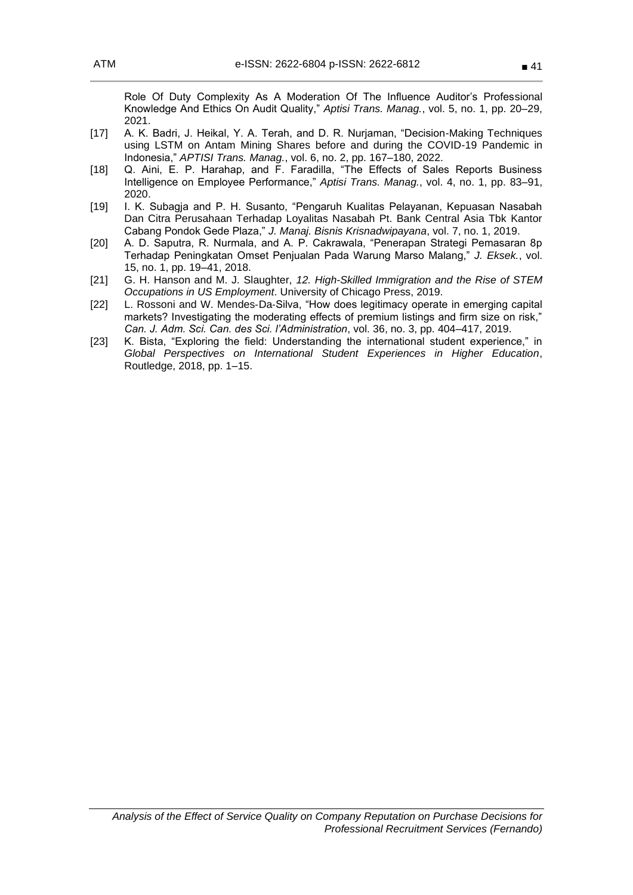Role Of Duty Complexity As A Moderation Of The Influence Auditor's Professional Knowledge And Ethics On Audit Quality," *Aptisi Trans. Manag.*, vol. 5, no. 1, pp. 20–29, 2021.

[17] A. K. Badri, J. Heikal, Y. A. Terah, and D. R. Nurjaman, "Decision-Making Techniques using LSTM on Antam Mining Shares before and during the COVID-19 Pandemic in Indonesia," *APTISI Trans. Manag.*, vol. 6, no. 2, pp. 167–180, 2022.

[18] Q. Aini, E. P. Harahap, and F. Faradilla, "The Effects of Sales Reports Business Intelligence on Employee Performance," *Aptisi Trans. Manag.*, vol. 4, no. 1, pp. 83–91, 2020.

[19] I. K. Subagja and P. H. Susanto, "Pengaruh Kualitas Pelayanan, Kepuasan Nasabah Dan Citra Perusahaan Terhadap Loyalitas Nasabah Pt. Bank Central Asia Tbk Kantor Cabang Pondok Gede Plaza," *J. Manaj. Bisnis Krisnadwipayana*, vol. 7, no. 1, 2019.

[20] A. D. Saputra, R. Nurmala, and A. P. Cakrawala, "Penerapan Strategi Pemasaran 8p Terhadap Peningkatan Omset Penjualan Pada Warung Marso Malang," *J. Eksek.*, vol. 15, no. 1, pp. 19–41, 2018.

[21] G. H. Hanson and M. J. Slaughter, *12. High-Skilled Immigration and the Rise of STEM Occupations in US Employment*. University of Chicago Press, 2019.

[22] L. Rossoni and W. Mendes-Da-Silva, "How does legitimacy operate in emerging capital markets? Investigating the moderating effects of premium listings and firm size on risk," *Can. J. Adm. Sci. Can. des Sci. l'Administration*, vol. 36, no. 3, pp. 404–417, 2019.

[23] K. Bista, "Exploring the field: Understanding the international student experience," in *Global Perspectives on International Student Experiences in Higher Education*, Routledge, 2018, pp. 1–15.